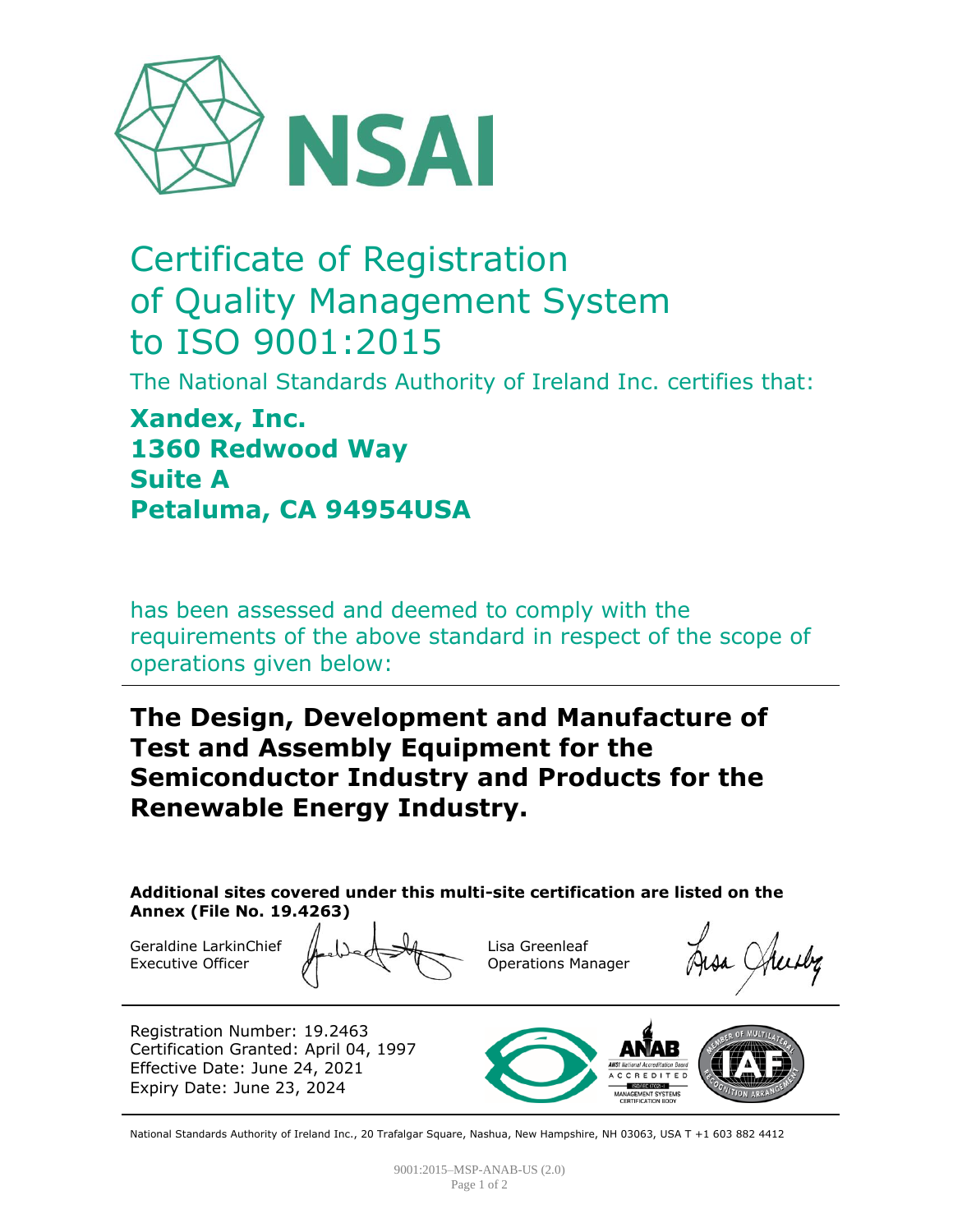NSAI

# Certificate of Registration of Quality Management System to ISO 9001:2015

The National Standards Authority of Ireland Inc. certifies that:

**Xandex, Inc.**
**1360 Redwood Way**
**Suite A**
**Petaluma, CA 94954USA**

has been assessed and deemed to comply with the requirements of the above standard in respect of the scope of operations given below:

## The Design, Development and Manufacture of Test and Assembly Equipment for the Semiconductor Industry and Products for the Renewable Energy Industry.

**Additional sites covered under this multi-site certification are listed on the Annex (File No. 19.4263)**

Geraldine LarkinChief Executive Officer

Lisa Greenleaf
Operations Manager

Registration Number: 19.2463
Certification Granted: April 04, 1997
Effective Date: June 24, 2021
Expiry Date: June 23, 2024

ANAB
ANSI National Accreditation Board
ACCREDITED
ISO/IEC 17021-1
MANAGEMENT SYSTEMS CERTIFICATION BODY

IAF
MEMBER OF MULTILATERAL RECOGNITION ARRANGEMENT

National Standards Authority of Ireland Inc., 20 Trafalgar Square, Nashua, New Hampshire, NH 03063, USA T +1 603 882 4412

9001:2015–MSP-ANAB-US (2.0)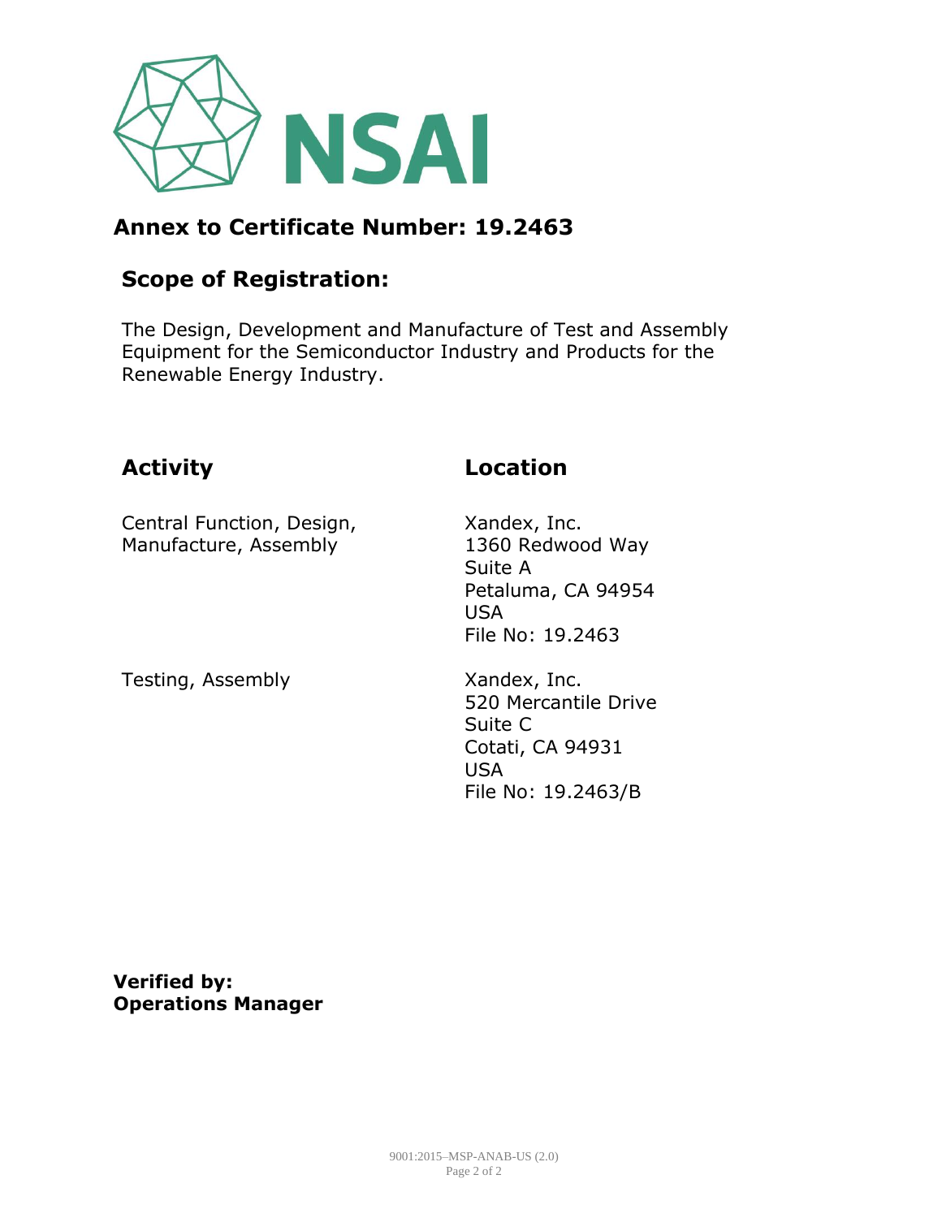NSAI

# Annex to Certificate Number: 19.2463

## Scope of Registration:

The Design, Development and Manufacture of Test and Assembly Equipment for the Semiconductor Industry and Products for the Renewable Energy Industry.

| Activity | Location |
|---|---|
| Central Function, Design, Manufacture, Assembly | Xandex, Inc.<br>1360 Redwood Way<br>Suite A<br>Petaluma, CA 94954<br>USA<br>File No: 19.2463 |
| Testing, Assembly | Xandex, Inc.<br>520 Mercantile Drive<br>Suite C<br>Cotati, CA 94931<br>USA<br>File No: 19.2463/B |

**Verified by:**
**Operations Manager**

9001:2015–MSP-ANAB-US (2.0)